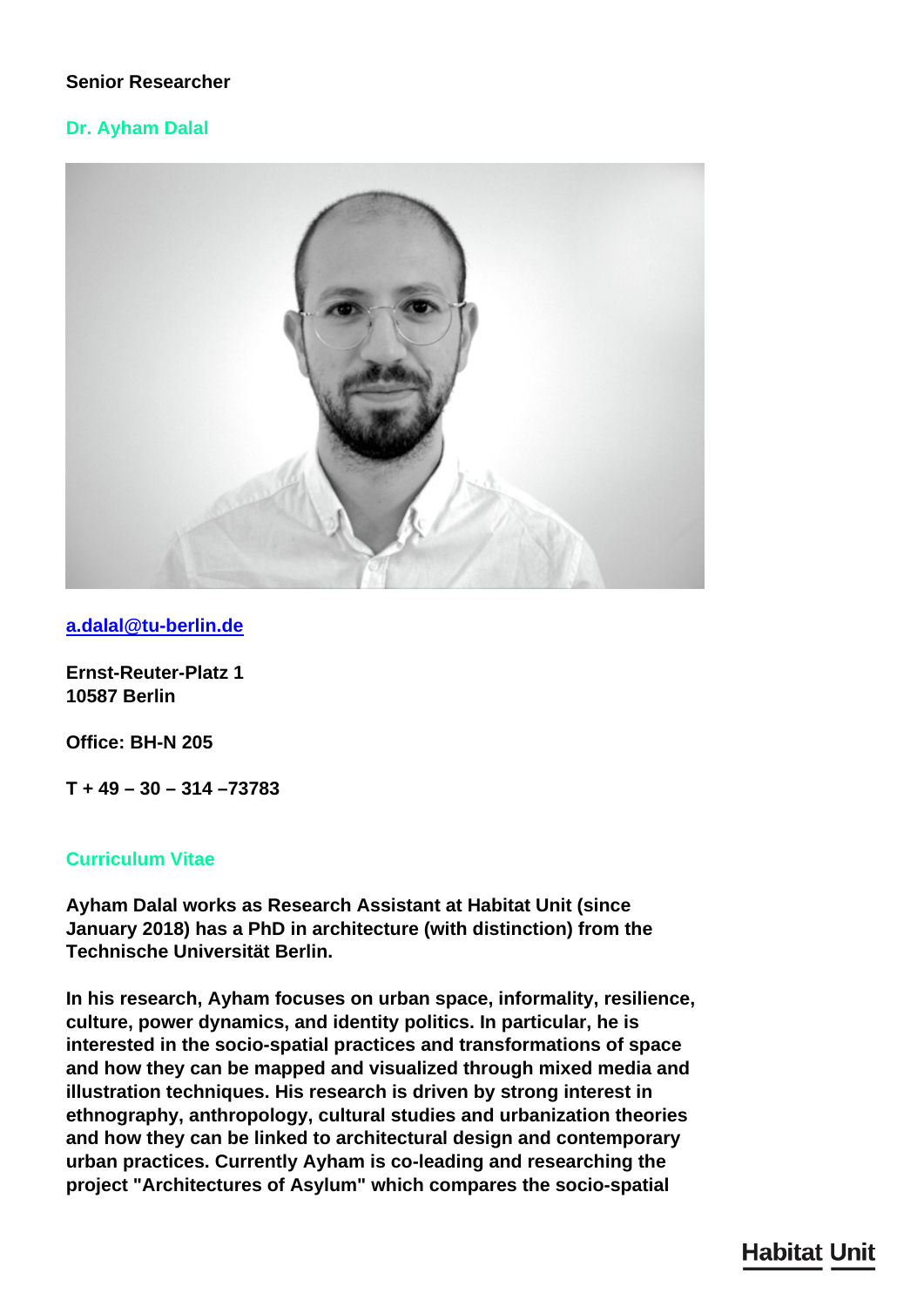**Senior Researcher**

## Dr. Ayham Dalal

[a.dalal@tu-berlin.de](mailto:a.dalal@tu-berlin.de)

**Ernst-Reuter-Platz 1**
**10587 Berlin**

**Office: BH-N 205**

**T + 49 – 30 – 314 –73783**

## Curriculum Vitae

**Ayham Dalal works as Research Assistant at Habitat Unit (since January 2018) has a PhD in architecture (with distinction) from the Technische Universität Berlin.**

**In his research, Ayham focuses on urban space, informality, resilience, culture, power dynamics, and identity politics. In particular, he is interested in the socio-spatial practices and transformations of space and how they can be mapped and visualized through mixed media and illustration techniques. His research is driven by strong interest in ethnography, anthropology, cultural studies and urbanization theories and how they can be linked to architectural design and contemporary urban practices. Currently Ayham is co-leading and researching the project "Architectures of Asylum" which compares the socio-spatial**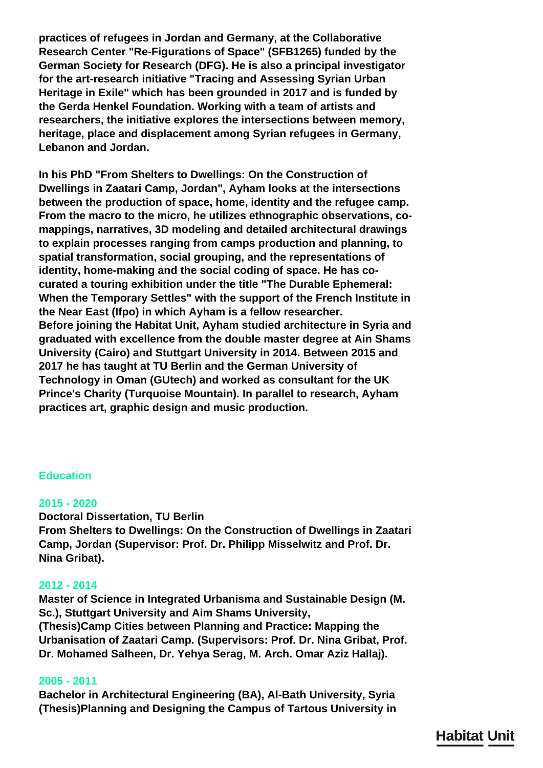**practices of refugees in Jordan and Germany, at the Collaborative Research Center "Re-Figurations of Space" (SFB1265) funded by the German Society for Research (DFG). He is also a principal investigator for the art-research initiative "Tracing and Assessing Syrian Urban Heritage in Exile" which has been grounded in 2017 and is funded by the Gerda Henkel Foundation. Working with a team of artists and researchers, the initiative explores the intersections between memory, heritage, place and displacement among Syrian refugees in Germany, Lebanon and Jordan.**

**In his PhD "From Shelters to Dwellings: On the Construction of Dwellings in Zaatari Camp, Jordan", Ayham looks at the intersections between the production of space, home, identity and the refugee camp. From the macro to the micro, he utilizes ethnographic observations, co-mappings, narratives, 3D modeling and detailed architectural drawings to explain processes ranging from camps production and planning, to spatial transformation, social grouping, and the representations of identity, home-making and the social coding of space. He has co-curated a touring exhibition under the title "The Durable Ephemeral: When the Temporary Settles" with the support of the French Institute in the Near East (Ifpo) in which Ayham is a fellow researcher.**
**Before joining the Habitat Unit, Ayham studied architecture in Syria and graduated with excellence from the double master degree at Ain Shams University (Cairo) and Stuttgart University in 2014. Between 2015 and 2017 he has taught at TU Berlin and the German University of Technology in Oman (GUtech) and worked as consultant for the UK Prince's Charity (Turquoise Mountain). In parallel to research, Ayham practices art, graphic design and music production.**

## Education

### 2015 - 2020

**Doctoral Dissertation, TU Berlin**
**From Shelters to Dwellings: On the Construction of Dwellings in Zaatari Camp, Jordan (Supervisor: Prof. Dr. Philipp Misselwitz and Prof. Dr. Nina Gribat).**

### 2012 - 2014

**Master of Science in Integrated Urbanisma and Sustainable Design (M. Sc.), Stuttgart University and Aim Shams University,**
**(Thesis)Camp Cities between Planning and Practice: Mapping the Urbanisation of Zaatari Camp. (Supervisors: Prof. Dr. Nina Gribat, Prof. Dr. Mohamed Salheen, Dr. Yehya Serag, M. Arch. Omar Aziz Hallaj).**

### 2005 - 2011

**Bachelor in Architectural Engineering (BA), Al-Bath University, Syria**
**(Thesis)Planning and Designing the Campus of Tartous University in**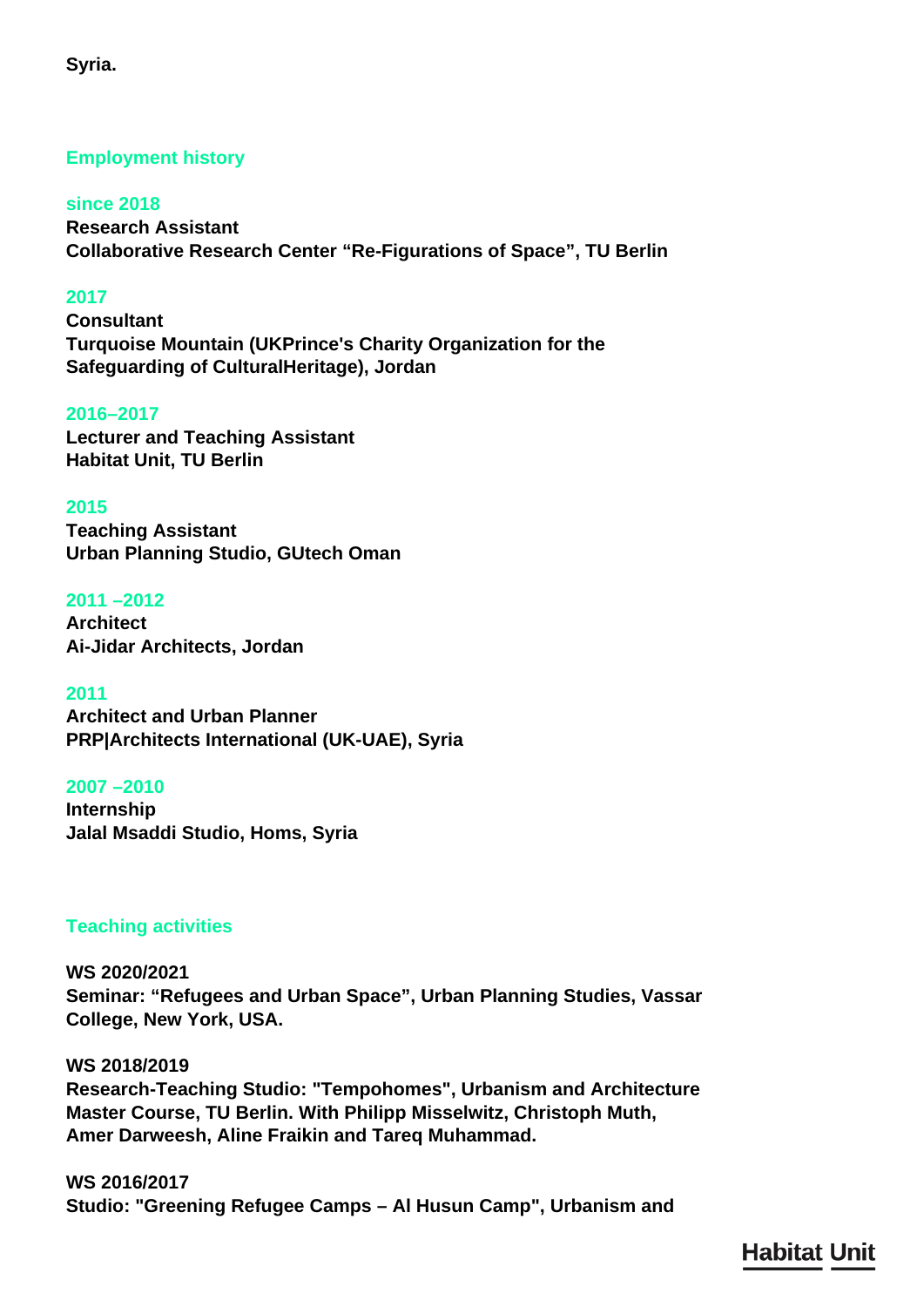**Syria.**

## Employment history

**since 2018**
**Research Assistant**
**Collaborative Research Center “Re-Figurations of Space”, TU Berlin**

**2017**
**Consultant**
**Turquoise Mountain (UKPrince's Charity Organization for the Safeguarding of CulturalHeritage), Jordan**

**2016–2017**
**Lecturer and Teaching Assistant**
**Habitat Unit, TU Berlin**

**2015**
**Teaching Assistant**
**Urban Planning Studio, GUtech Oman**

**2011 –2012**
**Architect**
**Ai-Jidar Architects, Jordan**

**2011**
**Architect and Urban Planner**
**PRP|Architects International (UK-UAE), Syria**

**2007 –2010**
**Internship**
**Jalal Msaddi Studio, Homs, Syria**

## Teaching activities

**WS 2020/2021**
**Seminar: “Refugees and Urban Space”, Urban Planning Studies, Vassar College, New York, USA.**

**WS 2018/2019**
**Research-Teaching Studio: "Tempohomes", Urbanism and Architecture Master Course, TU Berlin. With Philipp Misselwitz, Christoph Muth, Amer Darweesh, Aline Fraikin and Tareq Muhammad.**

**WS 2016/2017**
**Studio: "Greening Refugee Camps – Al Husun Camp", Urbanism and**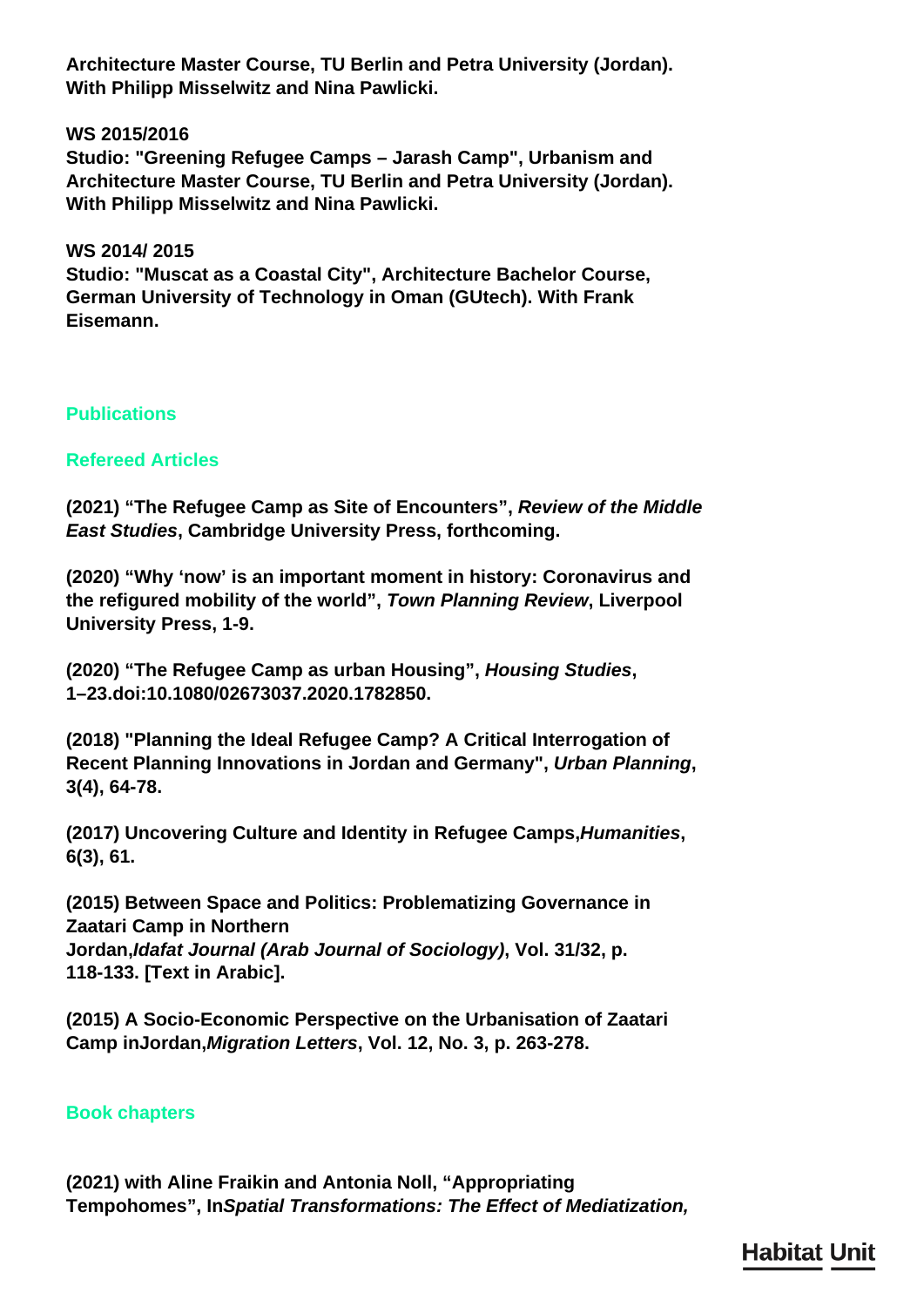**Architecture Master Course, TU Berlin and Petra University (Jordan). With Philipp Misselwitz and Nina Pawlicki.**

**WS 2015/2016**
**Studio: "Greening Refugee Camps – Jarash Camp", Urbanism and Architecture Master Course, TU Berlin and Petra University (Jordan). With Philipp Misselwitz and Nina Pawlicki.**

**WS 2014/ 2015**
**Studio: "Muscat as a Coastal City", Architecture Bachelor Course, German University of Technology in Oman (GUtech). With Frank Eisemann.**

## Publications

### Refereed Articles

**(2021) "The Refugee Camp as Site of Encounters", *Review of the Middle East Studies*, Cambridge University Press, forthcoming.**

**(2020) "Why 'now' is an important moment in history: Coronavirus and the refigured mobility of the world", *Town Planning Review*, Liverpool University Press, 1-9.**

**(2020) "The Refugee Camp as urban Housing", *Housing Studies*, 1–23.doi:10.1080/02673037.2020.1782850.**

**(2018) "Planning the Ideal Refugee Camp? A Critical Interrogation of Recent Planning Innovations in Jordan and Germany", *Urban Planning*, 3(4), 64-78.**

**(2017) Uncovering Culture and Identity in Refugee Camps,*Humanities*, 6(3), 61.**

**(2015) Between Space and Politics: Problematizing Governance in Zaatari Camp in Northern Jordan,*Idafat Journal (Arab Journal of Sociology)*, Vol. 31/32, p. 118-133. [Text in Arabic].**

**(2015) A Socio-Economic Perspective on the Urbanisation of Zaatari Camp inJordan,*Migration Letters*, Vol. 12, No. 3, p. 263-278.**

### Book chapters

**(2021) with Aline Fraikin and Antonia Noll, "Appropriating Tempohomes", In*Spatial Transformations: The Effect of Mediatization,***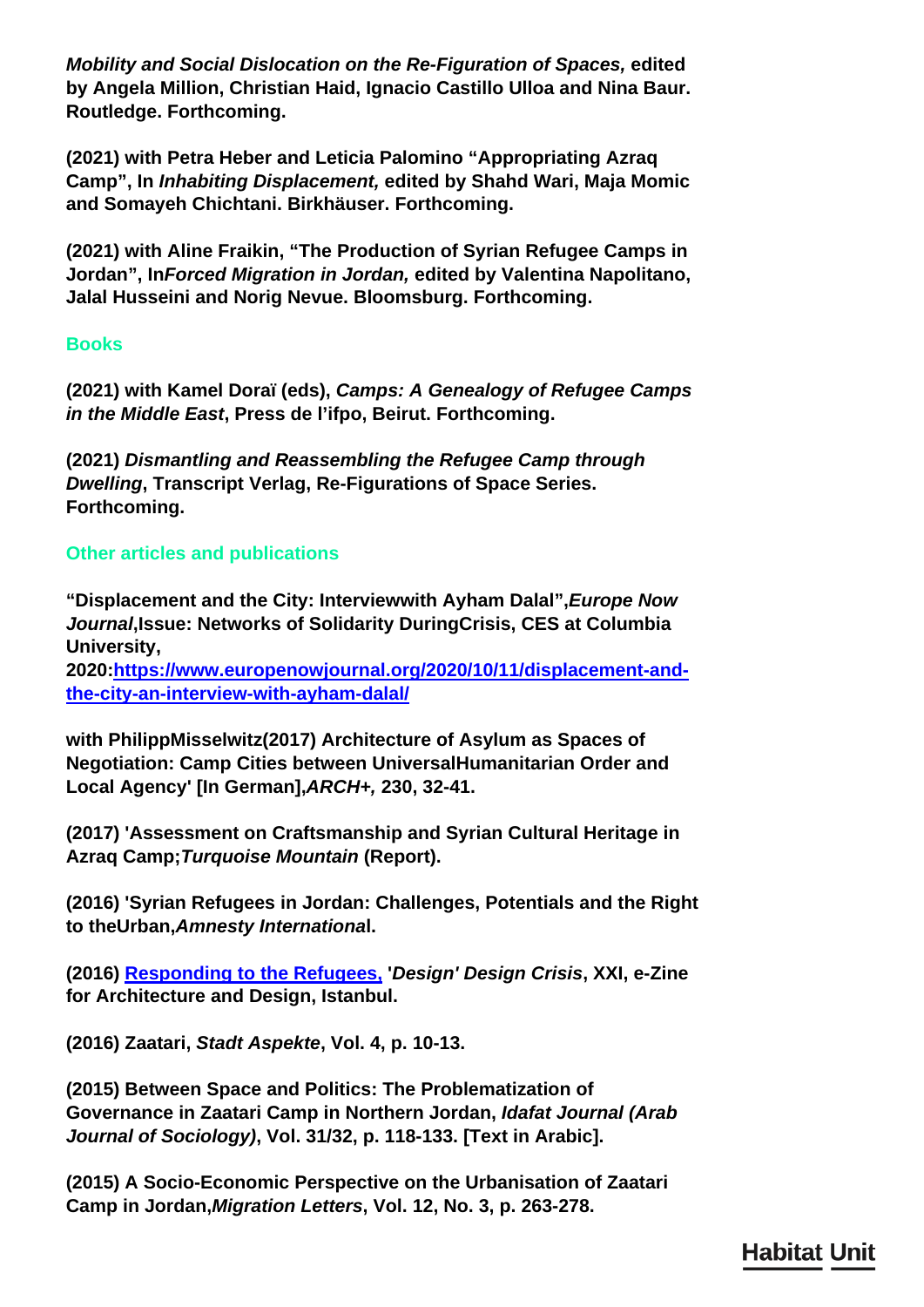***Mobility and Social Dislocation on the Re-Figuration of Spaces,*** **edited by Angela Million, Christian Haid, Ignacio Castillo Ulloa and Nina Baur. Routledge. Forthcoming.**

**(2021) with Petra Heber and Leticia Palomino "Appropriating Azraq Camp", In *Inhabiting Displacement,* edited by Shahd Wari, Maja Momic and Somayeh Chichtani. Birkhäuser. Forthcoming.**

**(2021) with Aline Fraikin, "The Production of Syrian Refugee Camps in Jordan", In*Forced Migration in Jordan,* edited by Valentina Napolitano, Jalal Husseini and Norig Nevue. Bloomsburg. Forthcoming.**

## Books

**(2021) with Kamel Doraï (eds), *Camps: A Genealogy of Refugee Camps in the Middle East*, Press de l'ifpo, Beirut. Forthcoming.**

**(2021) *Dismantling and Reassembling the Refugee Camp through Dwelling*, Transcript Verlag, Re-Figurations of Space Series. Forthcoming.**

## Other articles and publications

**"Displacement and the City: Interviewwith Ayham Dalal",*Europe Now Journal*,Issue: Networks of Solidarity DuringCrisis, CES at Columbia University, 2020:[https://www.europenowjournal.org/2020/10/11/displacement-and-the-city-an-interview-with-ayham-dalal/](https://www.europenowjournal.org/2020/10/11/displacement-and-the-city-an-interview-with-ayham-dalal/)**

**with PhilippMisselwitz(2017) Architecture of Asylum as Spaces of Negotiation: Camp Cities between UniversalHumanitarian Order and Local Agency' [In German],*ARCH+,* 230, 32-41.**

**(2017) 'Assessment on Craftsmanship and Syrian Cultural Heritage in Azraq Camp;*Turquoise Mountain* (Report).**

**(2016) 'Syrian Refugees in Jordan: Challenges, Potentials and the Right to theUrban,*Amnesty Internationa*l.**

**(2016) Responding to the Refugees, '*Design' Design Crisis*, XXI, e-Zine for Architecture and Design, Istanbul.**

**(2016) Zaatari, *Stadt Aspekte*, Vol. 4, p. 10-13.**

**(2015) Between Space and Politics: The Problematization of Governance in Zaatari Camp in Northern Jordan, *Idafat Journal (Arab Journal of Sociology)*, Vol. 31/32, p. 118-133. [Text in Arabic].**

**(2015) A Socio-Economic Perspective on the Urbanisation of Zaatari Camp in Jordan,*Migration Letters*, Vol. 12, No. 3, p. 263-278.**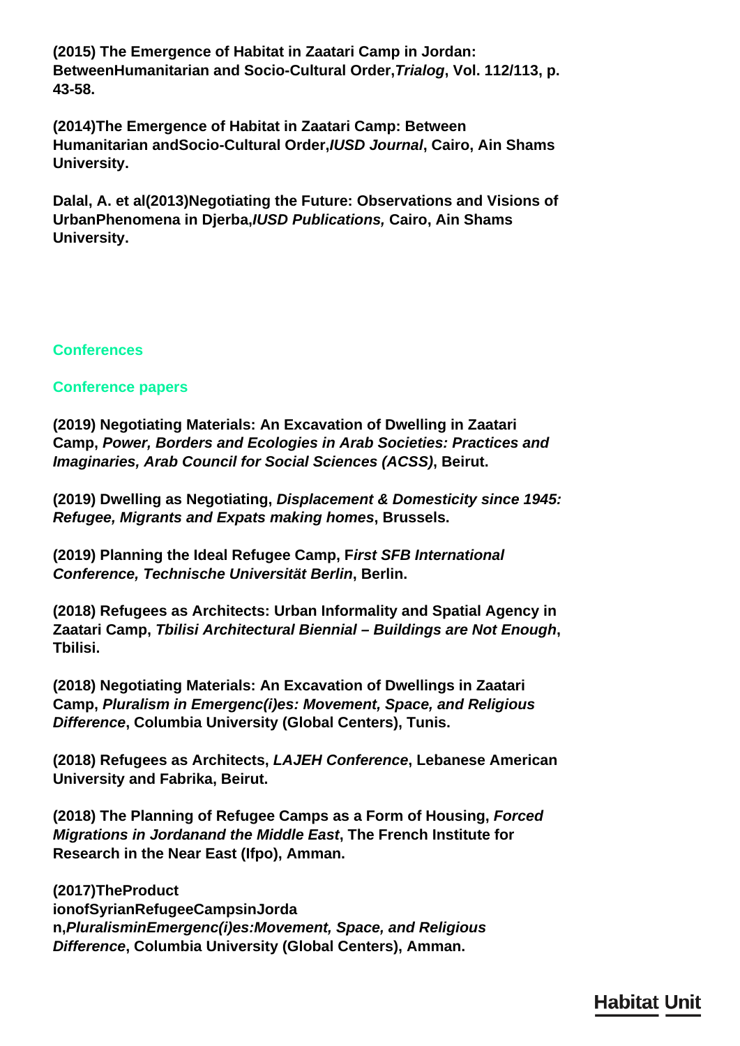**(2015) The Emergence of Habitat in Zaatari Camp in Jordan: BetweenHumanitarian and Socio-Cultural Order,*Trialog*, Vol. 112/113, p. 43-58.**

**(2014)The Emergence of Habitat in Zaatari Camp: Between Humanitarian andSocio-Cultural Order,*IUSD Journal*, Cairo, Ain Shams University.**

**Dalal, A. et al(2013)Negotiating the Future: Observations and Visions of UrbanPhenomena in Djerba,*IUSD Publications,* Cairo, Ain Shams University.**

## Conferences

### Conference papers

**(2019) Negotiating Materials: An Excavation of Dwelling in Zaatari Camp, *Power, Borders and Ecologies in Arab Societies: Practices and Imaginaries, Arab Council for Social Sciences (ACSS)*, Beirut.**

**(2019) Dwelling as Negotiating, *Displacement & Domesticity since 1945: Refugee, Migrants and Expats making homes*, Brussels.**

**(2019) Planning the Ideal Refugee Camp, F*irst SFB International Conference, Technische Universität Berlin*, Berlin.**

**(2018) Refugees as Architects: Urban Informality and Spatial Agency in Zaatari Camp, *Tbilisi Architectural Biennial – Buildings are Not Enough*, Tbilisi.**

**(2018) Negotiating Materials: An Excavation of Dwellings in Zaatari Camp, *Pluralism in Emergenc(i)es: Movement, Space, and Religious Difference*, Columbia University (Global Centers), Tunis.**

**(2018) Refugees as Architects, *LAJEH Conference*, Lebanese American University and Fabrika, Beirut.**

**(2018) The Planning of Refugee Camps as a Form of Housing, *Forced Migrations in Jordanand the Middle East*, The French Institute for Research in the Near East (Ifpo), Amman.**

**(2017)TheProduct ionofSyrianRefugeeCampsinJorda n,*PluralisminEmergenc(i)es:Movement, Space, and Religious Difference*, Columbia University (Global Centers), Amman.**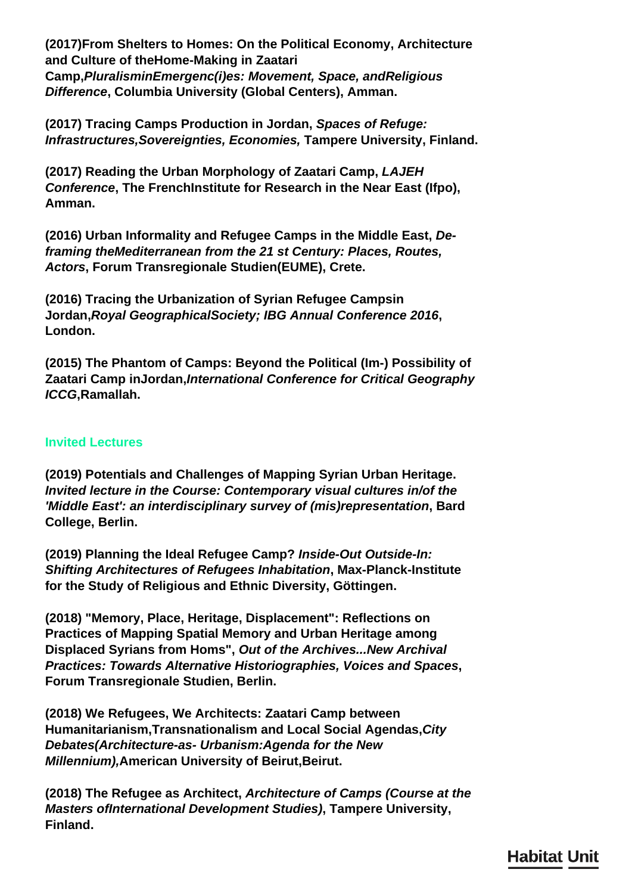**(2017)From Shelters to Homes: On the Political Economy, Architecture and Culture of theHome-Making in Zaatari Camp,*PluralisminEmergenc(i)es: Movement, Space, andReligious Difference*, Columbia University (Global Centers), Amman.**

**(2017) Tracing Camps Production in Jordan, *Spaces of Refuge: Infrastructures,Sovereignties, Economies,* Tampere University, Finland.**

**(2017) Reading the Urban Morphology of Zaatari Camp, *LAJEH Conference*, The FrenchInstitute for Research in the Near East (Ifpo), Amman.**

**(2016) Urban Informality and Refugee Camps in the Middle East, *De-framing theMediterranean from the 21 st Century: Places, Routes, Actors*, Forum Transregionale Studien(EUME), Crete.**

**(2016) Tracing the Urbanization of Syrian Refugee Campsin Jordan,*Royal GeographicalSociety; IBG Annual Conference 2016*, London.**

**(2015) The Phantom of Camps: Beyond the Political (Im-) Possibility of Zaatari Camp inJordan,*International Conference for Critical Geography ICCG*,Ramallah.**

### Invited Lectures

**(2019) Potentials and Challenges of Mapping Syrian Urban Heritage. *Invited lecture in the Course: Contemporary visual cultures in/of the 'Middle East': an interdisciplinary survey of (mis)representation*, Bard College, Berlin.**

**(2019) Planning the Ideal Refugee Camp? *Inside-Out Outside-In: Shifting Architectures of Refugees Inhabitation*, Max-Planck-Institute for the Study of Religious and Ethnic Diversity, Göttingen.**

**(2018) "Memory, Place, Heritage, Displacement": Reflections on Practices of Mapping Spatial Memory and Urban Heritage among Displaced Syrians from Homs", *Out of the Archives...New Archival Practices: Towards Alternative Historiographies, Voices and Spaces*, Forum Transregionale Studien, Berlin.**

**(2018) We Refugees, We Architects: Zaatari Camp between Humanitarianism,Transnationalism and Local Social Agendas,*City Debates(Architecture-as- Urbanism:Agenda for the New Millennium),*American University of Beirut,Beirut.**

**(2018) The Refugee as Architect, *Architecture of Camps (Course at the Masters ofInternational Development Studies)*, Tampere University, Finland.**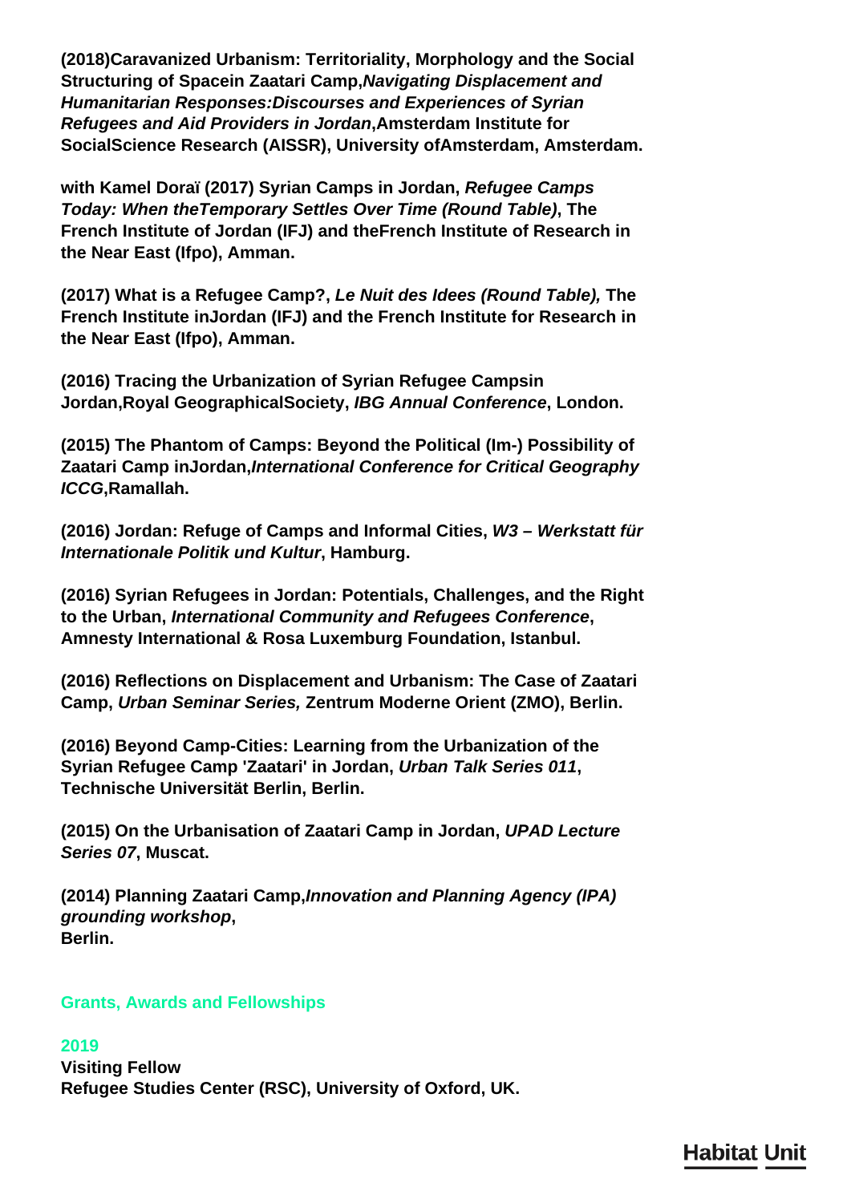**(2018)Caravanized Urbanism: Territoriality, Morphology and the Social Structuring of Spacein Zaatari Camp,*Navigating Displacement and Humanitarian Responses:Discourses and Experiences of Syrian Refugees and Aid Providers in Jordan*,Amsterdam Institute for SocialScience Research (AISSR), University ofAmsterdam, Amsterdam.**

**with Kamel Doraï (2017) Syrian Camps in Jordan, *Refugee Camps Today: When theTemporary Settles Over Time (Round Table)*, The French Institute of Jordan (IFJ) and theFrench Institute of Research in the Near East (Ifpo), Amman.**

**(2017) What is a Refugee Camp?, *Le Nuit des Idees (Round Table),* The French Institute inJordan (IFJ) and the French Institute for Research in the Near East (Ifpo), Amman.**

**(2016) Tracing the Urbanization of Syrian Refugee Campsin Jordan,Royal GeographicalSociety, *IBG Annual Conference*, London.**

**(2015) The Phantom of Camps: Beyond the Political (Im-) Possibility of Zaatari Camp inJordan,*International Conference for Critical Geography ICCG*,Ramallah.**

**(2016) Jordan: Refuge of Camps and Informal Cities, *W3 – Werkstatt für Internationale Politik und Kultur*, Hamburg.**

**(2016) Syrian Refugees in Jordan: Potentials, Challenges, and the Right to the Urban, *International Community and Refugees Conference*, Amnesty International & Rosa Luxemburg Foundation, Istanbul.**

**(2016) Reflections on Displacement and Urbanism: The Case of Zaatari Camp, *Urban Seminar Series,* Zentrum Moderne Orient (ZMO), Berlin.**

**(2016) Beyond Camp-Cities: Learning from the Urbanization of the Syrian Refugee Camp 'Zaatari' in Jordan, *Urban Talk Series 011*, Technische Universität Berlin, Berlin.**

**(2015) On the Urbanisation of Zaatari Camp in Jordan, *UPAD Lecture Series 07*, Muscat.**

**(2014) Planning Zaatari Camp,*Innovation and Planning Agency (IPA) grounding workshop*, Berlin.**

## Grants, Awards and Fellowships

**2019**

**Visiting Fellow**
**Refugee Studies Center (RSC), University of Oxford, UK.**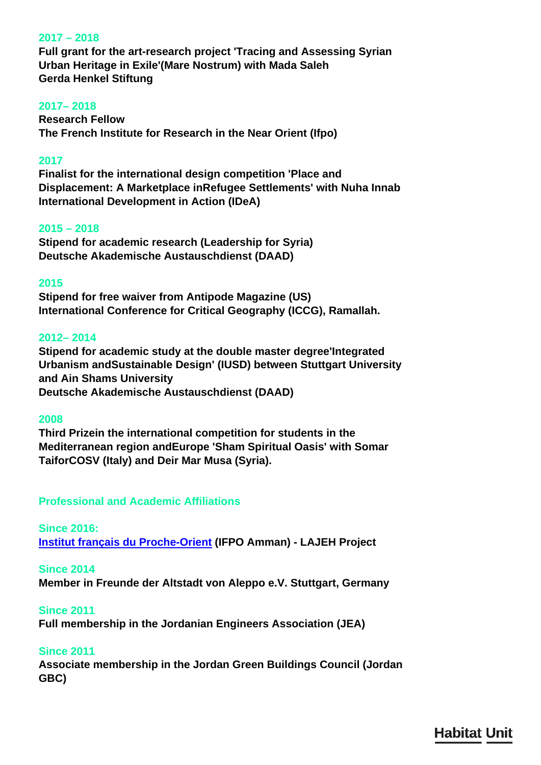**2017 – 2018**
**Full grant for the art-research project 'Tracing and Assessing Syrian Urban Heritage in Exile'(Mare Nostrum) with Mada Saleh**
**Gerda Henkel Stiftung**

**2017– 2018**
**Research Fellow**
**The French Institute for Research in the Near Orient (Ifpo)**

**2017**
**Finalist for the international design competition 'Place and Displacement: A Marketplace inRefugee Settlements' with Nuha Innab**
**International Development in Action (IDeA)**

**2015 – 2018**
**Stipend for academic research (Leadership for Syria)**
**Deutsche Akademische Austauschdienst (DAAD)**

**2015**
**Stipend for free waiver from Antipode Magazine (US)**
**International Conference for Critical Geography (ICCG), Ramallah.**

**2012– 2014**
**Stipend for academic study at the double master degree'Integrated Urbanism andSustainable Design' (IUSD) between Stuttgart University and Ain Shams University**
**Deutsche Akademische Austauschdienst (DAAD)**

**2008**
**Third Prizein the international competition for students in the Mediterranean region andEurope 'Sham Spiritual Oasis' with Somar TaiforCOSV (Italy) and Deir Mar Musa (Syria).**

## Professional and Academic Affiliations

**Since 2016:**
**Institut français du Proche-Orient (IFPO Amman) - LAJEH Project**

**Since 2014**
**Member in Freunde der Altstadt von Aleppo e.V. Stuttgart, Germany**

**Since 2011**
**Full membership in the Jordanian Engineers Association (JEA)**

**Since 2011**
**Associate membership in the Jordan Green Buildings Council (Jordan GBC)**